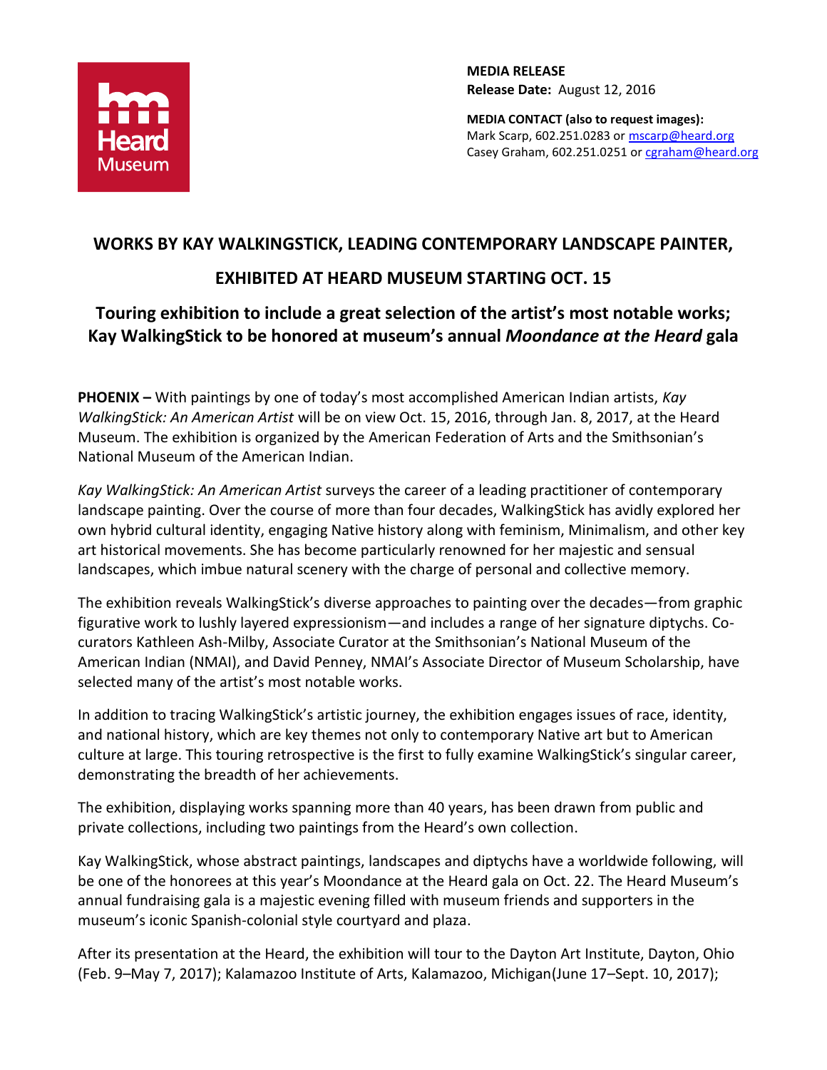**MEDIA RELEASE**
**Release Date:** August 12, 2016

**MEDIA CONTACT (also to request images):**
Mark Scarp, 602.251.0283 or mscarp@heard.org
Casey Graham, 602.251.0251 or cgraham@heard.org

# WORKS BY KAY WALKINGSTICK, LEADING CONTEMPORARY LANDSCAPE PAINTER, EXHIBITED AT HEARD MUSEUM STARTING OCT. 15

## Touring exhibition to include a great selection of the artist's most notable works; Kay WalkingStick to be honored at museum's annual *Moondance at the Heard* gala

**PHOENIX –** With paintings by one of today's most accomplished American Indian artists, *Kay WalkingStick: An American Artist* will be on view Oct. 15, 2016, through Jan. 8, 2017, at the Heard Museum. The exhibition is organized by the American Federation of Arts and the Smithsonian's National Museum of the American Indian.

*Kay WalkingStick: An American Artist* surveys the career of a leading practitioner of contemporary landscape painting. Over the course of more than four decades, WalkingStick has avidly explored her own hybrid cultural identity, engaging Native history along with feminism, Minimalism, and other key art historical movements. She has become particularly renowned for her majestic and sensual landscapes, which imbue natural scenery with the charge of personal and collective memory.

The exhibition reveals WalkingStick's diverse approaches to painting over the decades—from graphic figurative work to lushly layered expressionism—and includes a range of her signature diptychs. Co-curators Kathleen Ash-Milby, Associate Curator at the Smithsonian's National Museum of the American Indian (NMAI), and David Penney, NMAI's Associate Director of Museum Scholarship, have selected many of the artist's most notable works.

In addition to tracing WalkingStick's artistic journey, the exhibition engages issues of race, identity, and national history, which are key themes not only to contemporary Native art but to American culture at large. This touring retrospective is the first to fully examine WalkingStick's singular career, demonstrating the breadth of her achievements.

The exhibition, displaying works spanning more than 40 years, has been drawn from public and private collections, including two paintings from the Heard's own collection.

Kay WalkingStick, whose abstract paintings, landscapes and diptychs have a worldwide following, will be one of the honorees at this year's Moondance at the Heard gala on Oct. 22. The Heard Museum's annual fundraising gala is a majestic evening filled with museum friends and supporters in the museum's iconic Spanish-colonial style courtyard and plaza.

After its presentation at the Heard, the exhibition will tour to the Dayton Art Institute, Dayton, Ohio (Feb. 9–May 7, 2017); Kalamazoo Institute of Arts, Kalamazoo, Michigan(June 17–Sept. 10, 2017);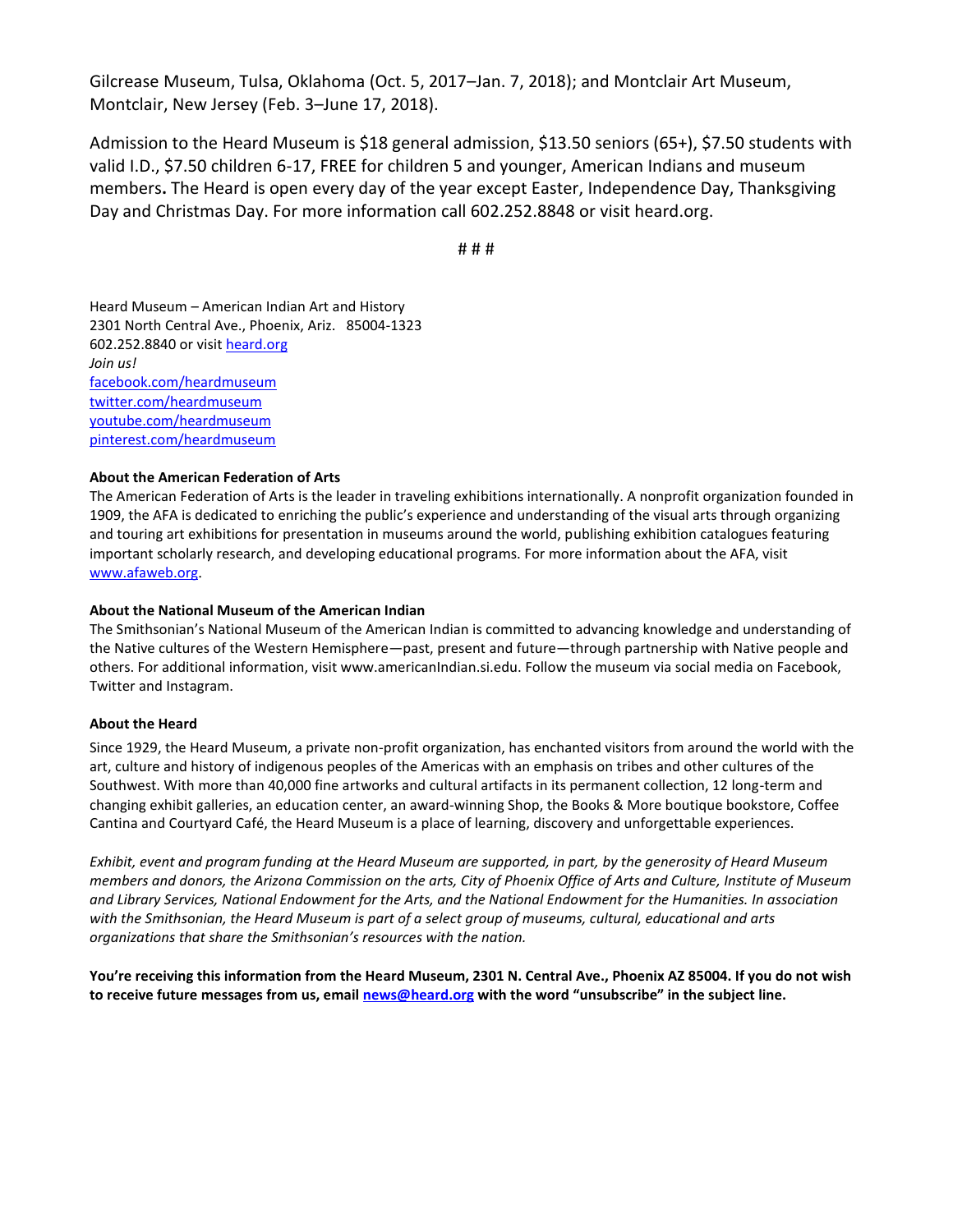Gilcrease Museum, Tulsa, Oklahoma (Oct. 5, 2017–Jan. 7, 2018); and Montclair Art Museum, Montclair, New Jersey (Feb. 3–June 17, 2018).

Admission to the Heard Museum is $18 general admission, $13.50 seniors (65+), $7.50 students with valid I.D., $7.50 children 6-17, FREE for children 5 and younger, American Indians and museum members**.** The Heard is open every day of the year except Easter, Independence Day, Thanksgiving Day and Christmas Day. For more information call 602.252.8848 or visit heard.org.

# # #

Heard Museum – American Indian Art and History
2301 North Central Ave., Phoenix, Ariz.   85004-1323
602.252.8840 or visit heard.org
*Join us!*
facebook.com/heardmuseum
twitter.com/heardmuseum
youtube.com/heardmuseum
pinterest.com/heardmuseum

**About the American Federation of Arts**
The American Federation of Arts is the leader in traveling exhibitions internationally. A nonprofit organization founded in 1909, the AFA is dedicated to enriching the public's experience and understanding of the visual arts through organizing and touring art exhibitions for presentation in museums around the world, publishing exhibition catalogues featuring important scholarly research, and developing educational programs. For more information about the AFA, visit www.afaweb.org.

**About the National Museum of the American Indian**
The Smithsonian's National Museum of the American Indian is committed to advancing knowledge and understanding of the Native cultures of the Western Hemisphere—past, present and future—through partnership with Native people and others. For additional information, visit www.americanIndian.si.edu. Follow the museum via social media on Facebook, Twitter and Instagram.

**About the Heard**
Since 1929, the Heard Museum, a private non-profit organization, has enchanted visitors from around the world with the art, culture and history of indigenous peoples of the Americas with an emphasis on tribes and other cultures of the Southwest. With more than 40,000 fine artworks and cultural artifacts in its permanent collection, 12 long-term and changing exhibit galleries, an education center, an award-winning Shop, the Books & More boutique bookstore, Coffee Cantina and Courtyard Café, the Heard Museum is a place of learning, discovery and unforgettable experiences.

*Exhibit, event and program funding at the Heard Museum are supported, in part, by the generosity of Heard Museum members and donors, the Arizona Commission on the arts, City of Phoenix Office of Arts and Culture, Institute of Museum and Library Services, National Endowment for the Arts, and the National Endowment for the Humanities. In association with the Smithsonian, the Heard Museum is part of a select group of museums, cultural, educational and arts organizations that share the Smithsonian's resources with the nation.*

**You're receiving this information from the Heard Museum, 2301 N. Central Ave., Phoenix AZ 85004. If you do not wish to receive future messages from us, email news@heard.org with the word "unsubscribe" in the subject line.**